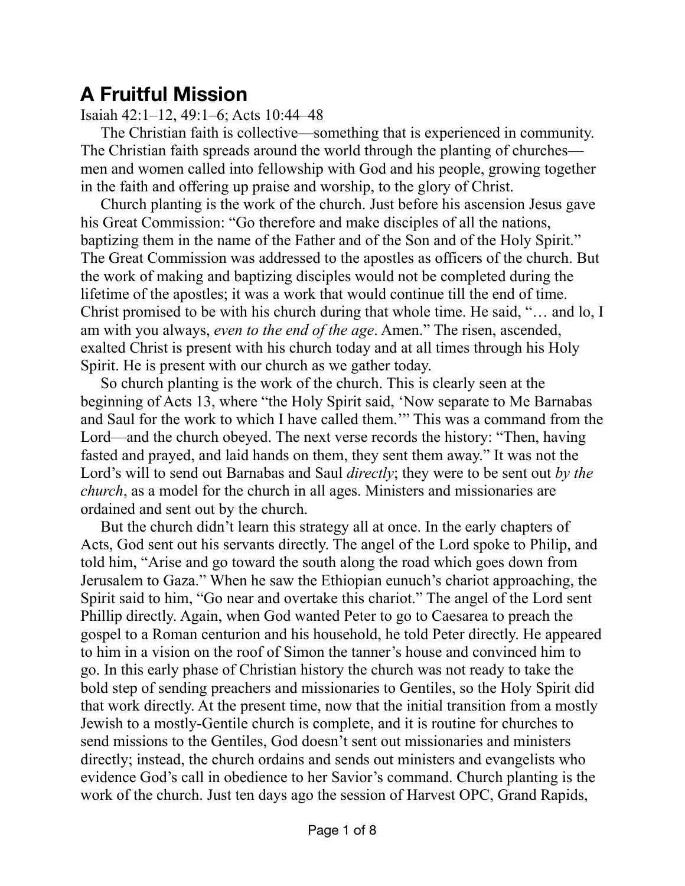## A Fruitful Mission

Isaiah 42:1–12, 49:1–6; Acts 10:44–48

The Christian faith is collective—something that is experienced in community. The Christian faith spreads around the world through the planting of churches—men and women called into fellowship with God and his people, growing together in the faith and offering up praise and worship, to the glory of Christ.

Church planting is the work of the church. Just before his ascension Jesus gave his Great Commission: "Go therefore and make disciples of all the nations, baptizing them in the name of the Father and of the Son and of the Holy Spirit." The Great Commission was addressed to the apostles as officers of the church. But the work of making and baptizing disciples would not be completed during the lifetime of the apostles; it was a work that would continue till the end of time. Christ promised to be with his church during that whole time. He said, "… and lo, I am with you always, *even to the end of the age*. Amen." The risen, ascended, exalted Christ is present with his church today and at all times through his Holy Spirit. He is present with our church as we gather today.

So church planting is the work of the church. This is clearly seen at the beginning of Acts 13, where "the Holy Spirit said, 'Now separate to Me Barnabas and Saul for the work to which I have called them.'" This was a command from the Lord—and the church obeyed. The next verse records the history: "Then, having fasted and prayed, and laid hands on them, they sent them away." It was not the Lord's will to send out Barnabas and Saul *directly*; they were to be sent out *by the church*, as a model for the church in all ages. Ministers and missionaries are ordained and sent out by the church.

But the church didn't learn this strategy all at once. In the early chapters of Acts, God sent out his servants directly. The angel of the Lord spoke to Philip, and told him, "Arise and go toward the south along the road which goes down from Jerusalem to Gaza." When he saw the Ethiopian eunuch's chariot approaching, the Spirit said to him, "Go near and overtake this chariot." The angel of the Lord sent Phillip directly. Again, when God wanted Peter to go to Caesarea to preach the gospel to a Roman centurion and his household, he told Peter directly. He appeared to him in a vision on the roof of Simon the tanner's house and convinced him to go. In this early phase of Christian history the church was not ready to take the bold step of sending preachers and missionaries to Gentiles, so the Holy Spirit did that work directly. At the present time, now that the initial transition from a mostly Jewish to a mostly-Gentile church is complete, and it is routine for churches to send missions to the Gentiles, God doesn't sent out missionaries and ministers directly; instead, the church ordains and sends out ministers and evangelists who evidence God's call in obedience to her Savior's command. Church planting is the work of the church. Just ten days ago the session of Harvest OPC, Grand Rapids,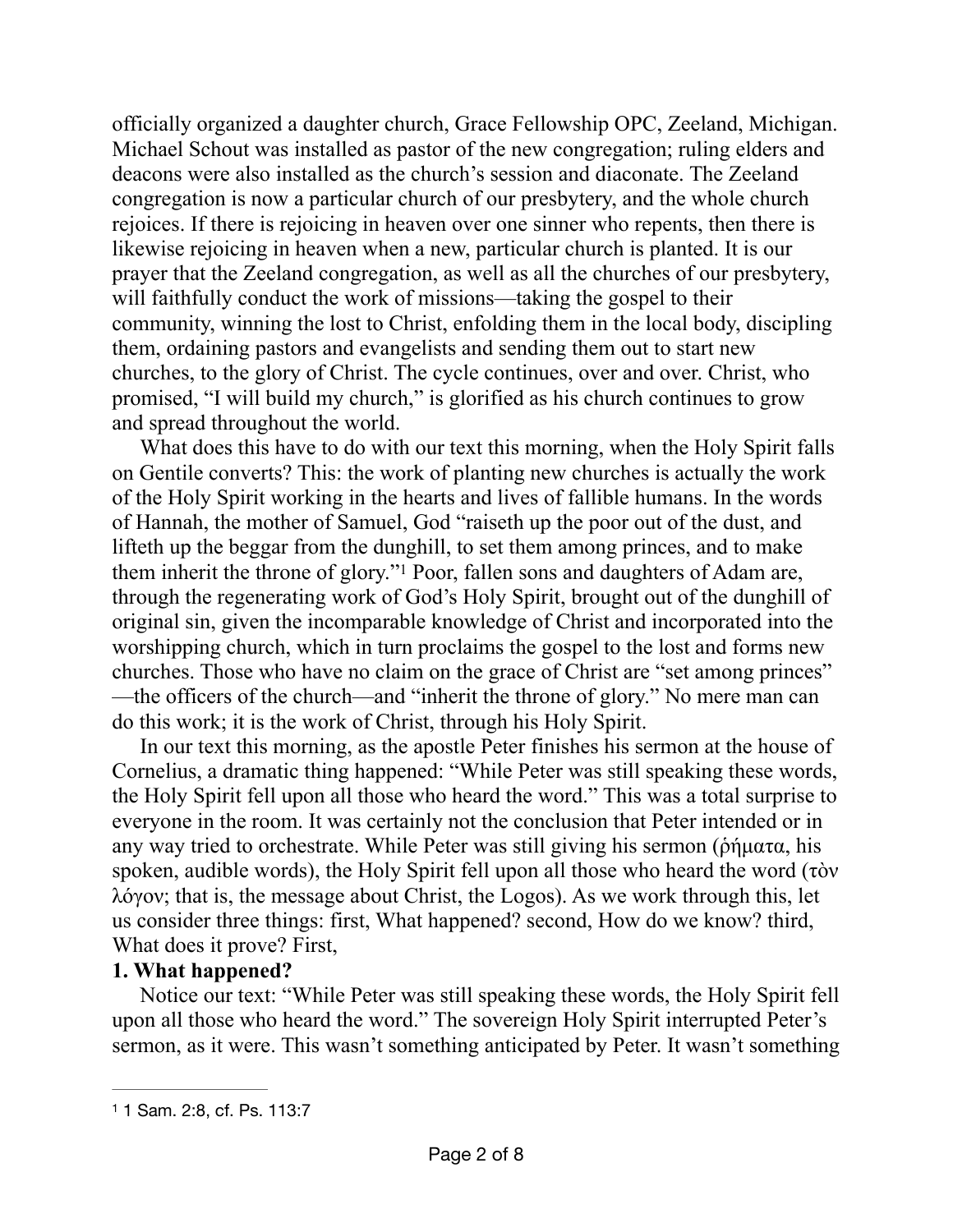officially organized a daughter church, Grace Fellowship OPC, Zeeland, Michigan. Michael Schout was installed as pastor of the new congregation; ruling elders and deacons were also installed as the church's session and diaconate. The Zeeland congregation is now a particular church of our presbytery, and the whole church rejoices. If there is rejoicing in heaven over one sinner who repents, then there is likewise rejoicing in heaven when a new, particular church is planted. It is our prayer that the Zeeland congregation, as well as all the churches of our presbytery, will faithfully conduct the work of missions—taking the gospel to their community, winning the lost to Christ, enfolding them in the local body, discipling them, ordaining pastors and evangelists and sending them out to start new churches, to the glory of Christ. The cycle continues, over and over. Christ, who promised, "I will build my church," is glorified as his church continues to grow and spread throughout the world.

What does this have to do with our text this morning, when the Holy Spirit falls on Gentile converts? This: the work of planting new churches is actually the work of the Holy Spirit working in the hearts and lives of fallible humans. In the words of Hannah, the mother of Samuel, God "raiseth up the poor out of the dust, and lifteth up the beggar from the dunghill, to set them among princes, and to make them inherit the throne of glory."[1] Poor, fallen sons and daughters of Adam are, through the regenerating work of God's Holy Spirit, brought out of the dunghill of original sin, given the incomparable knowledge of Christ and incorporated into the worshipping church, which in turn proclaims the gospel to the lost and forms new churches. Those who have no claim on the grace of Christ are "set among princes" —the officers of the church—and "inherit the throne of glory." No mere man can do this work; it is the work of Christ, through his Holy Spirit.

In our text this morning, as the apostle Peter finishes his sermon at the house of Cornelius, a dramatic thing happened: "While Peter was still speaking these words, the Holy Spirit fell upon all those who heard the word." This was a total surprise to everyone in the room. It was certainly not the conclusion that Peter intended or in any way tried to orchestrate. While Peter was still giving his sermon (ῥήματα, his spoken, audible words), the Holy Spirit fell upon all those who heard the word (τὸν λόγον; that is, the message about Christ, the Logos). As we work through this, let us consider three things: first, What happened? second, How do we know? third, What does it prove? First,

**1. What happened?**

Notice our text: "While Peter was still speaking these words, the Holy Spirit fell upon all those who heard the word." The sovereign Holy Spirit interrupted Peter's sermon, as it were. This wasn't something anticipated by Peter. It wasn't something

---

[1] 1 Sam. 2:8, cf. Ps. 113:7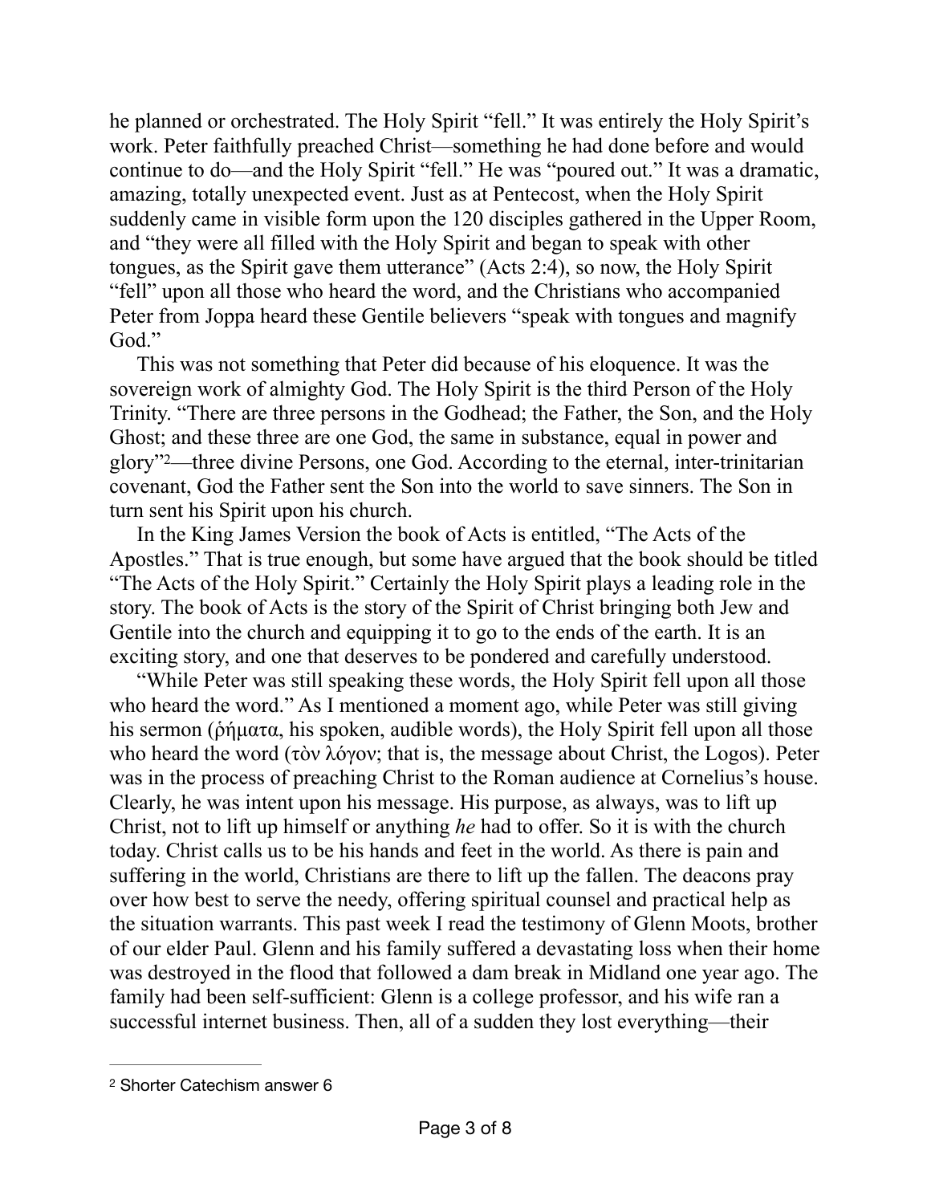he planned or orchestrated. The Holy Spirit "fell." It was entirely the Holy Spirit's work. Peter faithfully preached Christ—something he had done before and would continue to do—and the Holy Spirit "fell." He was "poured out." It was a dramatic, amazing, totally unexpected event. Just as at Pentecost, when the Holy Spirit suddenly came in visible form upon the 120 disciples gathered in the Upper Room, and "they were all filled with the Holy Spirit and began to speak with other tongues, as the Spirit gave them utterance" (Acts 2:4), so now, the Holy Spirit "fell" upon all those who heard the word, and the Christians who accompanied Peter from Joppa heard these Gentile believers "speak with tongues and magnify God."

This was not something that Peter did because of his eloquence. It was the sovereign work of almighty God. The Holy Spirit is the third Person of the Holy Trinity. "There are three persons in the Godhead; the Father, the Son, and the Holy Ghost; and these three are one God, the same in substance, equal in power and glory"[2]—three divine Persons, one God. According to the eternal, inter-trinitarian covenant, God the Father sent the Son into the world to save sinners. The Son in turn sent his Spirit upon his church.

In the King James Version the book of Acts is entitled, "The Acts of the Apostles." That is true enough, but some have argued that the book should be titled "The Acts of the Holy Spirit." Certainly the Holy Spirit plays a leading role in the story. The book of Acts is the story of the Spirit of Christ bringing both Jew and Gentile into the church and equipping it to go to the ends of the earth. It is an exciting story, and one that deserves to be pondered and carefully understood.

"While Peter was still speaking these words, the Holy Spirit fell upon all those who heard the word." As I mentioned a moment ago, while Peter was still giving his sermon (ῥήματα, his spoken, audible words), the Holy Spirit fell upon all those who heard the word (τὸν λόγον; that is, the message about Christ, the Logos). Peter was in the process of preaching Christ to the Roman audience at Cornelius's house. Clearly, he was intent upon his message. His purpose, as always, was to lift up Christ, not to lift up himself or anything *he* had to offer. So it is with the church today. Christ calls us to be his hands and feet in the world. As there is pain and suffering in the world, Christians are there to lift up the fallen. The deacons pray over how best to serve the needy, offering spiritual counsel and practical help as the situation warrants. This past week I read the testimony of Glenn Moots, brother of our elder Paul. Glenn and his family suffered a devastating loss when their home was destroyed in the flood that followed a dam break in Midland one year ago. The family had been self-sufficient: Glenn is a college professor, and his wife ran a successful internet business. Then, all of a sudden they lost everything—their

[2] Shorter Catechism answer 6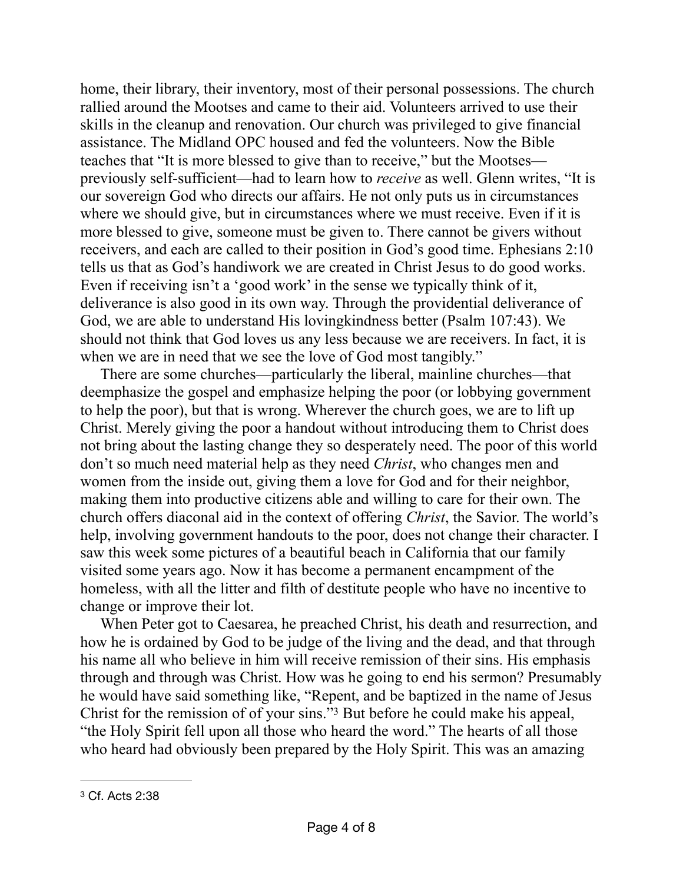home, their library, their inventory, most of their personal possessions. The church rallied around the Mootses and came to their aid. Volunteers arrived to use their skills in the cleanup and renovation. Our church was privileged to give financial assistance. The Midland OPC housed and fed the volunteers. Now the Bible teaches that "It is more blessed to give than to receive," but the Mootses—previously self-sufficient—had to learn how to *receive* as well. Glenn writes, "It is our sovereign God who directs our affairs. He not only puts us in circumstances where we should give, but in circumstances where we must receive. Even if it is more blessed to give, someone must be given to. There cannot be givers without receivers, and each are called to their position in God's good time. Ephesians 2:10 tells us that as God's handiwork we are created in Christ Jesus to do good works. Even if receiving isn't a 'good work' in the sense we typically think of it, deliverance is also good in its own way. Through the providential deliverance of God, we are able to understand His lovingkindness better (Psalm 107:43). We should not think that God loves us any less because we are receivers. In fact, it is when we are in need that we see the love of God most tangibly."

There are some churches—particularly the liberal, mainline churches—that deemphasize the gospel and emphasize helping the poor (or lobbying government to help the poor), but that is wrong. Wherever the church goes, we are to lift up Christ. Merely giving the poor a handout without introducing them to Christ does not bring about the lasting change they so desperately need. The poor of this world don't so much need material help as they need *Christ*, who changes men and women from the inside out, giving them a love for God and for their neighbor, making them into productive citizens able and willing to care for their own. The church offers diaconal aid in the context of offering *Christ*, the Savior. The world's help, involving government handouts to the poor, does not change their character. I saw this week some pictures of a beautiful beach in California that our family visited some years ago. Now it has become a permanent encampment of the homeless, with all the litter and filth of destitute people who have no incentive to change or improve their lot.

When Peter got to Caesarea, he preached Christ, his death and resurrection, and how he is ordained by God to be judge of the living and the dead, and that through his name all who believe in him will receive remission of their sins. His emphasis through and through was Christ. How was he going to end his sermon? Presumably he would have said something like, "Repent, and be baptized in the name of Jesus Christ for the remission of of your sins."[3] But before he could make his appeal, "the Holy Spirit fell upon all those who heard the word." The hearts of all those who heard had obviously been prepared by the Holy Spirit. This was an amazing

---

[3] Cf. Acts 2:38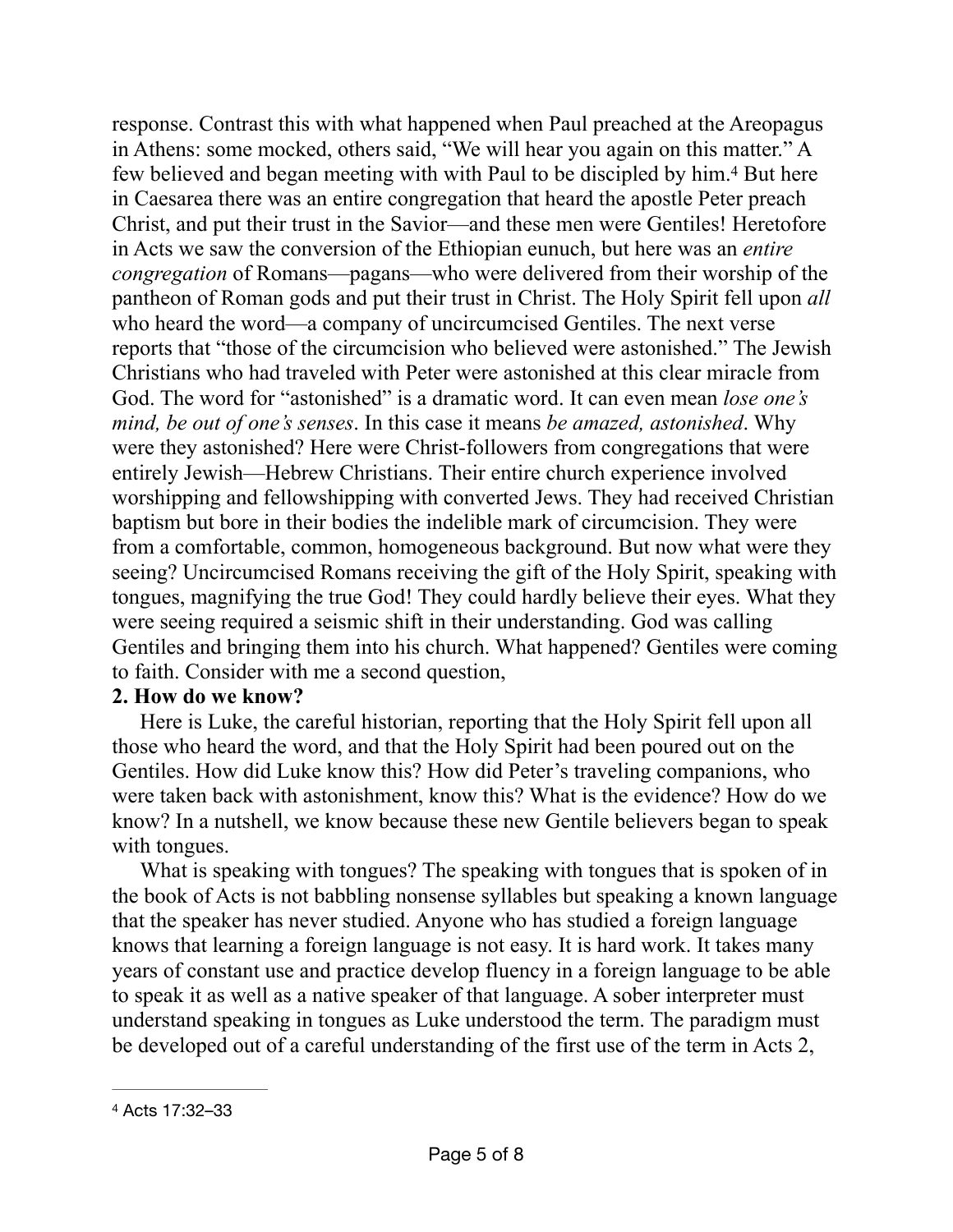response. Contrast this with what happened when Paul preached at the Areopagus in Athens: some mocked, others said, "We will hear you again on this matter." A few believed and began meeting with with Paul to be discipled by him.[4] But here in Caesarea there was an entire congregation that heard the apostle Peter preach Christ, and put their trust in the Savior—and these men were Gentiles! Heretofore in Acts we saw the conversion of the Ethiopian eunuch, but here was an *entire congregation* of Romans—pagans—who were delivered from their worship of the pantheon of Roman gods and put their trust in Christ. The Holy Spirit fell upon *all* who heard the word—a company of uncircumcised Gentiles. The next verse reports that "those of the circumcision who believed were astonished." The Jewish Christians who had traveled with Peter were astonished at this clear miracle from God. The word for "astonished" is a dramatic word. It can even mean *lose one's mind, be out of one's senses*. In this case it means *be amazed, astonished*. Why were they astonished? Here were Christ-followers from congregations that were entirely Jewish—Hebrew Christians. Their entire church experience involved worshipping and fellowshipping with converted Jews. They had received Christian baptism but bore in their bodies the indelible mark of circumcision. They were from a comfortable, common, homogeneous background. But now what were they seeing? Uncircumcised Romans receiving the gift of the Holy Spirit, speaking with tongues, magnifying the true God! They could hardly believe their eyes. What they were seeing required a seismic shift in their understanding. God was calling Gentiles and bringing them into his church. What happened? Gentiles were coming to faith. Consider with me a second question,

**2. How do we know?**

Here is Luke, the careful historian, reporting that the Holy Spirit fell upon all those who heard the word, and that the Holy Spirit had been poured out on the Gentiles. How did Luke know this? How did Peter's traveling companions, who were taken back with astonishment, know this? What is the evidence? How do we know? In a nutshell, we know because these new Gentile believers began to speak with tongues.

What is speaking with tongues? The speaking with tongues that is spoken of in the book of Acts is not babbling nonsense syllables but speaking a known language that the speaker has never studied. Anyone who has studied a foreign language knows that learning a foreign language is not easy. It is hard work. It takes many years of constant use and practice develop fluency in a foreign language to be able to speak it as well as a native speaker of that language. A sober interpreter must understand speaking in tongues as Luke understood the term. The paradigm must be developed out of a careful understanding of the first use of the term in Acts 2,

---

[4] Acts 17:32–33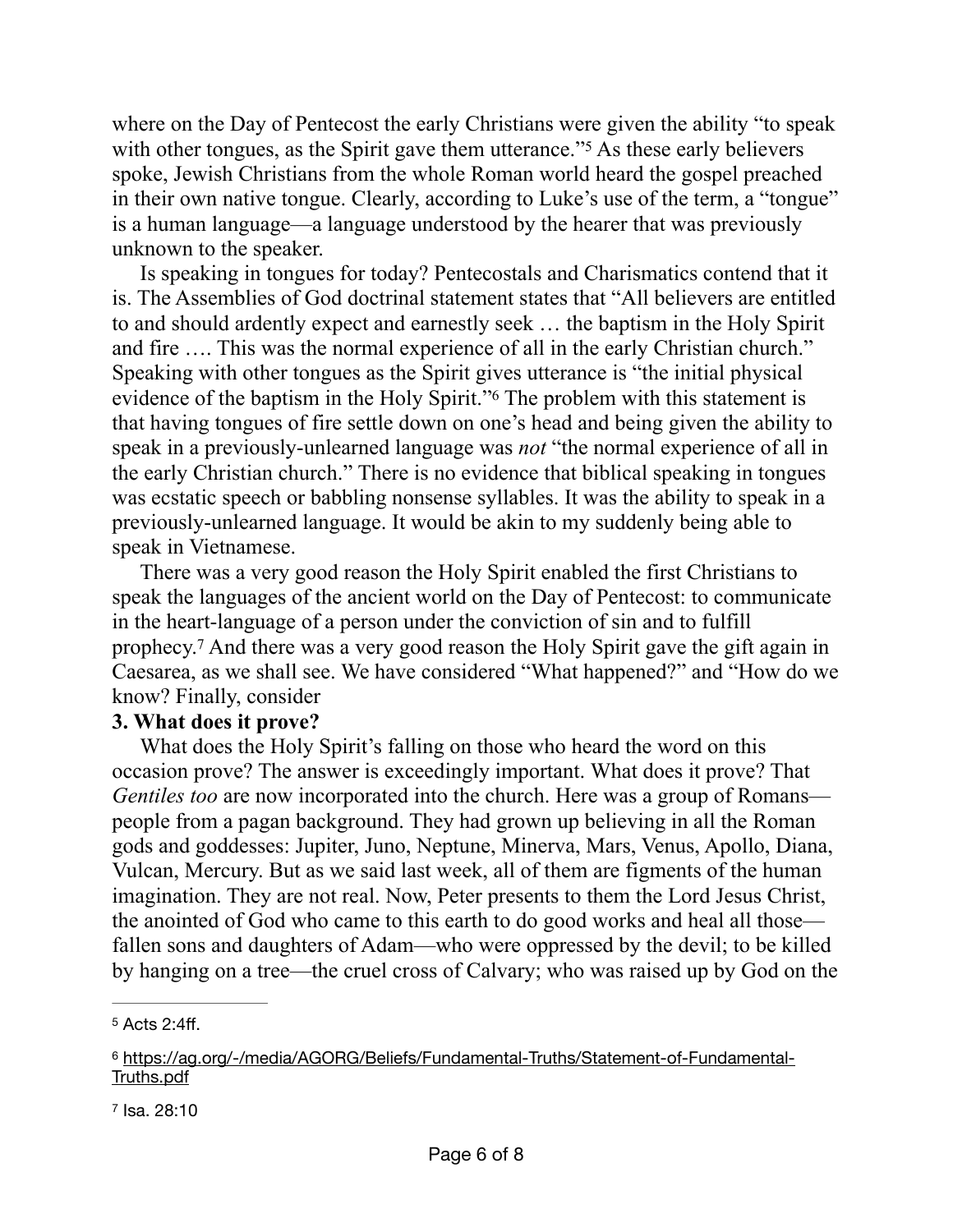where on the Day of Pentecost the early Christians were given the ability "to speak with other tongues, as the Spirit gave them utterance."[5] As these early believers spoke, Jewish Christians from the whole Roman world heard the gospel preached in their own native tongue. Clearly, according to Luke's use of the term, a "tongue" is a human language—a language understood by the hearer that was previously unknown to the speaker.

Is speaking in tongues for today? Pentecostals and Charismatics contend that it is. The Assemblies of God doctrinal statement states that "All believers are entitled to and should ardently expect and earnestly seek … the baptism in the Holy Spirit and fire …. This was the normal experience of all in the early Christian church." Speaking with other tongues as the Spirit gives utterance is "the initial physical evidence of the baptism in the Holy Spirit."[6] The problem with this statement is that having tongues of fire settle down on one's head and being given the ability to speak in a previously-unlearned language was *not* "the normal experience of all in the early Christian church." There is no evidence that biblical speaking in tongues was ecstatic speech or babbling nonsense syllables. It was the ability to speak in a previously-unlearned language. It would be akin to my suddenly being able to speak in Vietnamese.

There was a very good reason the Holy Spirit enabled the first Christians to speak the languages of the ancient world on the Day of Pentecost: to communicate in the heart-language of a person under the conviction of sin and to fulfill prophecy.[7] And there was a very good reason the Holy Spirit gave the gift again in Caesarea, as we shall see. We have considered "What happened?" and "How do we know? Finally, consider

**3. What does it prove?**

What does the Holy Spirit's falling on those who heard the word on this occasion prove? The answer is exceedingly important. What does it prove? That *Gentiles too* are now incorporated into the church. Here was a group of Romans—people from a pagan background. They had grown up believing in all the Roman gods and goddesses: Jupiter, Juno, Neptune, Minerva, Mars, Venus, Apollo, Diana, Vulcan, Mercury. But as we said last week, all of them are figments of the human imagination. They are not real. Now, Peter presents to them the Lord Jesus Christ, the anointed of God who came to this earth to do good works and heal all those—fallen sons and daughters of Adam—who were oppressed by the devil; to be killed by hanging on a tree—the cruel cross of Calvary; who was raised up by God on the

---

[5] Acts 2:4ff.

[6] https://ag.org/-/media/AGORG/Beliefs/Fundamental-Truths/Statement-of-Fundamental-Truths.pdf

[7] Isa. 28:10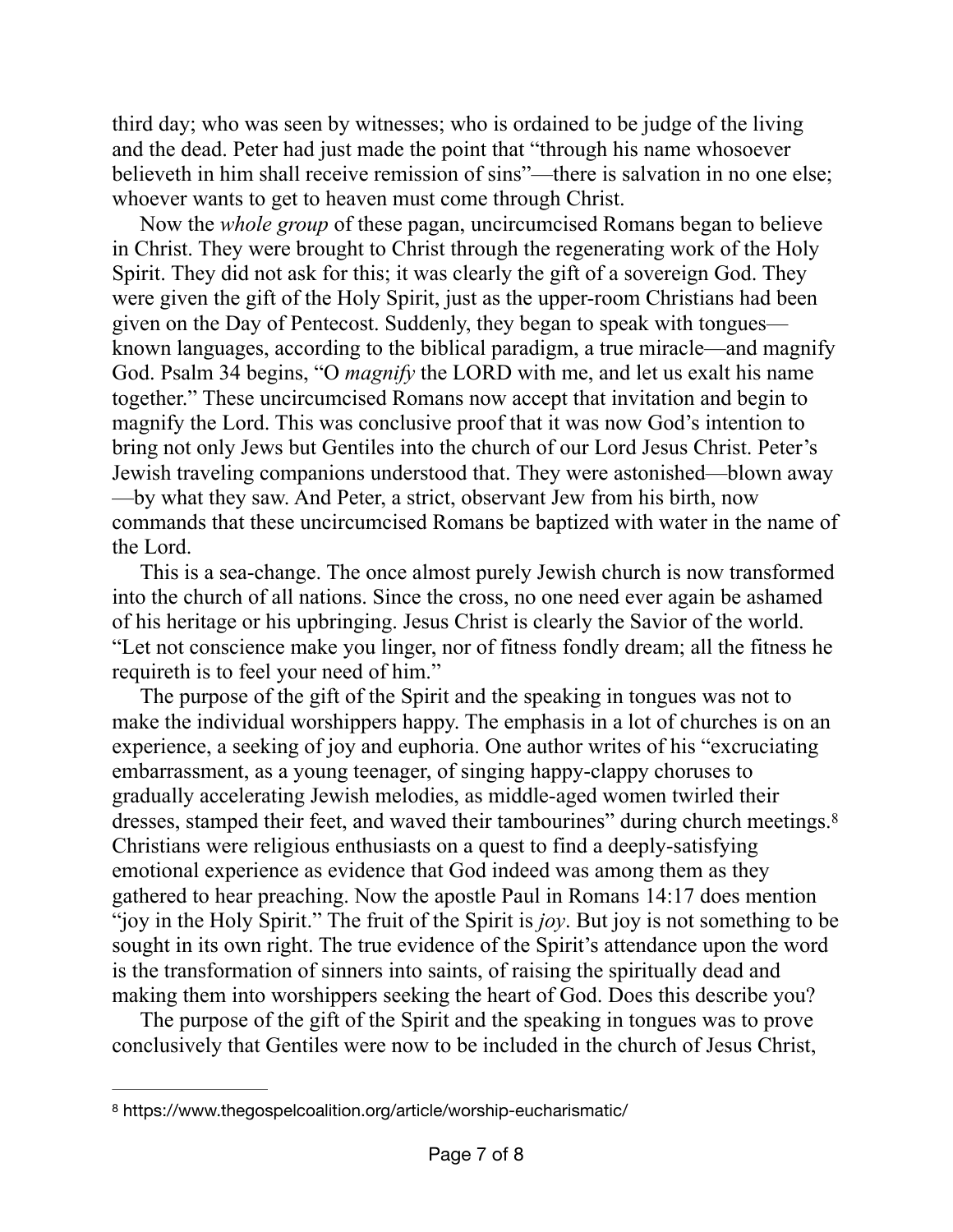third day; who was seen by witnesses; who is ordained to be judge of the living and the dead. Peter had just made the point that "through his name whosoever believeth in him shall receive remission of sins"—there is salvation in no one else; whoever wants to get to heaven must come through Christ.

Now the *whole group* of these pagan, uncircumcised Romans began to believe in Christ. They were brought to Christ through the regenerating work of the Holy Spirit. They did not ask for this; it was clearly the gift of a sovereign God. They were given the gift of the Holy Spirit, just as the upper-room Christians had been given on the Day of Pentecost. Suddenly, they began to speak with tongues—known languages, according to the biblical paradigm, a true miracle—and magnify God. Psalm 34 begins, "O *magnify* the LORD with me, and let us exalt his name together." These uncircumcised Romans now accept that invitation and begin to magnify the Lord. This was conclusive proof that it was now God's intention to bring not only Jews but Gentiles into the church of our Lord Jesus Christ. Peter's Jewish traveling companions understood that. They were astonished—blown away—by what they saw. And Peter, a strict, observant Jew from his birth, now commands that these uncircumcised Romans be baptized with water in the name of the Lord.

This is a sea-change. The once almost purely Jewish church is now transformed into the church of all nations. Since the cross, no one need ever again be ashamed of his heritage or his upbringing. Jesus Christ is clearly the Savior of the world. "Let not conscience make you linger, nor of fitness fondly dream; all the fitness he requireth is to feel your need of him."

The purpose of the gift of the Spirit and the speaking in tongues was not to make the individual worshippers happy. The emphasis in a lot of churches is on an experience, a seeking of joy and euphoria. One author writes of his "excruciating embarrassment, as a young teenager, of singing happy-clappy choruses to gradually accelerating Jewish melodies, as middle-aged women twirled their dresses, stamped their feet, and waved their tambourines" during church meetings.[8] Christians were religious enthusiasts on a quest to find a deeply-satisfying emotional experience as evidence that God indeed was among them as they gathered to hear preaching. Now the apostle Paul in Romans 14:17 does mention "joy in the Holy Spirit." The fruit of the Spirit is *joy*. But joy is not something to be sought in its own right. The true evidence of the Spirit's attendance upon the word is the transformation of sinners into saints, of raising the spiritually dead and making them into worshippers seeking the heart of God. Does this describe you?

The purpose of the gift of the Spirit and the speaking in tongues was to prove conclusively that Gentiles were now to be included in the church of Jesus Christ,

---

[8] https://www.thegospelcoalition.org/article/worship-eucharismatic/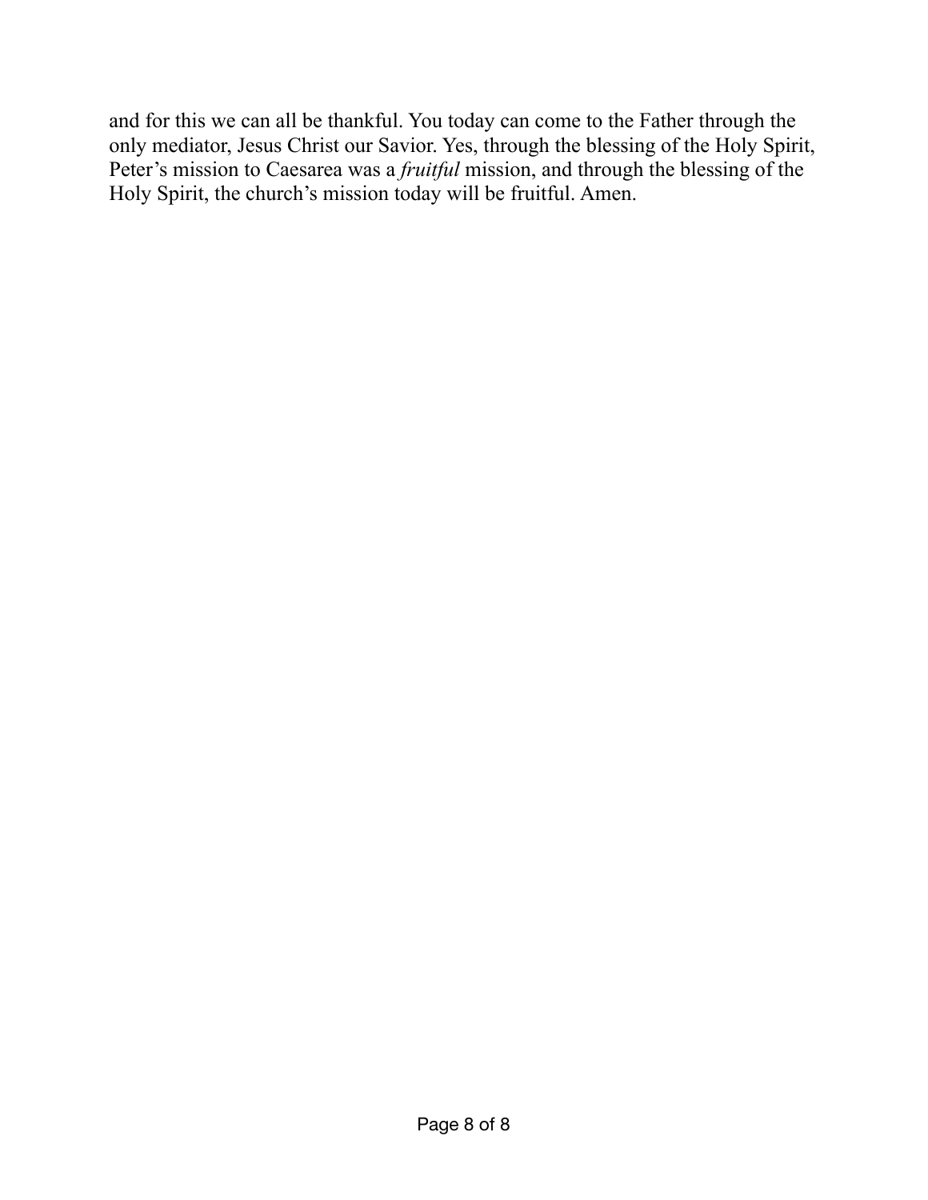and for this we can all be thankful. You today can come to the Father through the only mediator, Jesus Christ our Savior. Yes, through the blessing of the Holy Spirit, Peter's mission to Caesarea was a *fruitful* mission, and through the blessing of the Holy Spirit, the church's mission today will be fruitful. Amen.